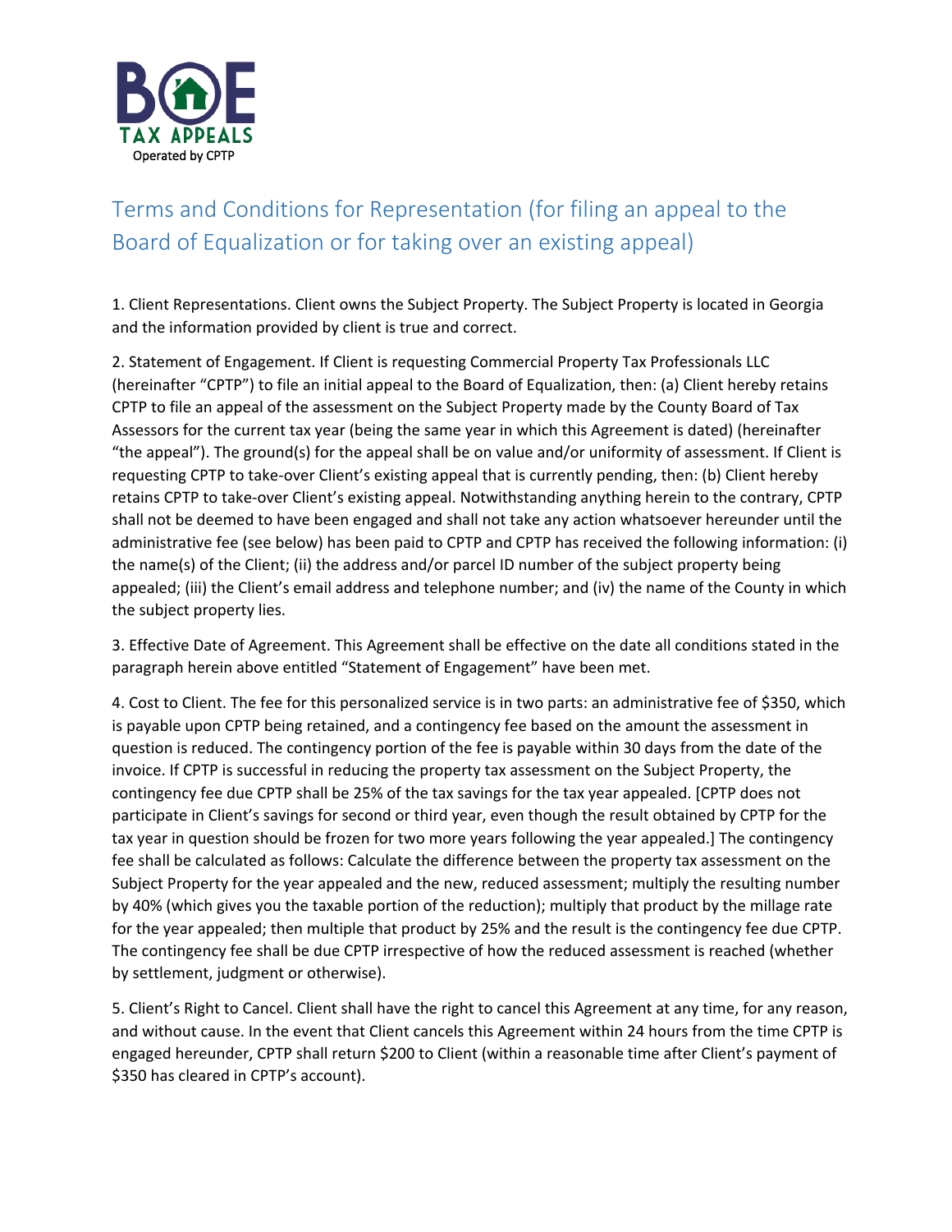BOE
TAX APPEALS
Operated by CPTP

# Terms and Conditions for Representation (for filing an appeal to the Board of Equalization or for taking over an existing appeal)

1. Client Representations. Client owns the Subject Property. The Subject Property is located in Georgia and the information provided by client is true and correct.

2. Statement of Engagement. If Client is requesting Commercial Property Tax Professionals LLC (hereinafter "CPTP") to file an initial appeal to the Board of Equalization, then: (a) Client hereby retains CPTP to file an appeal of the assessment on the Subject Property made by the County Board of Tax Assessors for the current tax year (being the same year in which this Agreement is dated) (hereinafter "the appeal"). The ground(s) for the appeal shall be on value and/or uniformity of assessment. If Client is requesting CPTP to take-over Client's existing appeal that is currently pending, then: (b) Client hereby retains CPTP to take-over Client's existing appeal. Notwithstanding anything herein to the contrary, CPTP shall not be deemed to have been engaged and shall not take any action whatsoever hereunder until the administrative fee (see below) has been paid to CPTP and CPTP has received the following information: (i) the name(s) of the Client; (ii) the address and/or parcel ID number of the subject property being appealed; (iii) the Client's email address and telephone number; and (iv) the name of the County in which the subject property lies.

3. Effective Date of Agreement. This Agreement shall be effective on the date all conditions stated in the paragraph herein above entitled "Statement of Engagement" have been met.

4. Cost to Client. The fee for this personalized service is in two parts: an administrative fee of $350, which is payable upon CPTP being retained, and a contingency fee based on the amount the assessment in question is reduced. The contingency portion of the fee is payable within 30 days from the date of the invoice. If CPTP is successful in reducing the property tax assessment on the Subject Property, the contingency fee due CPTP shall be 25% of the tax savings for the tax year appealed. [CPTP does not participate in Client's savings for second or third year, even though the result obtained by CPTP for the tax year in question should be frozen for two more years following the year appealed.] The contingency fee shall be calculated as follows: Calculate the difference between the property tax assessment on the Subject Property for the year appealed and the new, reduced assessment; multiply the resulting number by 40% (which gives you the taxable portion of the reduction); multiply that product by the millage rate for the year appealed; then multiple that product by 25% and the result is the contingency fee due CPTP. The contingency fee shall be due CPTP irrespective of how the reduced assessment is reached (whether by settlement, judgment or otherwise).

5. Client's Right to Cancel. Client shall have the right to cancel this Agreement at any time, for any reason, and without cause. In the event that Client cancels this Agreement within 24 hours from the time CPTP is engaged hereunder, CPTP shall return $200 to Client (within a reasonable time after Client's payment of $350 has cleared in CPTP's account).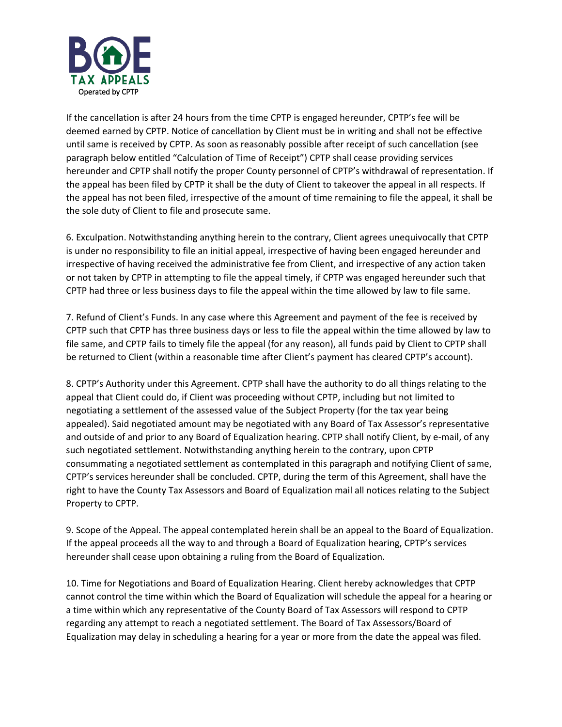If the cancellation is after 24 hours from the time CPTP is engaged hereunder, CPTP's fee will be deemed earned by CPTP. Notice of cancellation by Client must be in writing and shall not be effective until same is received by CPTP. As soon as reasonably possible after receipt of such cancellation (see paragraph below entitled "Calculation of Time of Receipt") CPTP shall cease providing services hereunder and CPTP shall notify the proper County personnel of CPTP's withdrawal of representation. If the appeal has been filed by CPTP it shall be the duty of Client to takeover the appeal in all respects. If the appeal has not been filed, irrespective of the amount of time remaining to file the appeal, it shall be the sole duty of Client to file and prosecute same.

6. Exculpation. Notwithstanding anything herein to the contrary, Client agrees unequivocally that CPTP is under no responsibility to file an initial appeal, irrespective of having been engaged hereunder and irrespective of having received the administrative fee from Client, and irrespective of any action taken or not taken by CPTP in attempting to file the appeal timely, if CPTP was engaged hereunder such that CPTP had three or less business days to file the appeal within the time allowed by law to file same.

7. Refund of Client's Funds. In any case where this Agreement and payment of the fee is received by CPTP such that CPTP has three business days or less to file the appeal within the time allowed by law to file same, and CPTP fails to timely file the appeal (for any reason), all funds paid by Client to CPTP shall be returned to Client (within a reasonable time after Client's payment has cleared CPTP's account).

8. CPTP's Authority under this Agreement. CPTP shall have the authority to do all things relating to the appeal that Client could do, if Client was proceeding without CPTP, including but not limited to negotiating a settlement of the assessed value of the Subject Property (for the tax year being appealed). Said negotiated amount may be negotiated with any Board of Tax Assessor's representative and outside of and prior to any Board of Equalization hearing. CPTP shall notify Client, by e-mail, of any such negotiated settlement. Notwithstanding anything herein to the contrary, upon CPTP consummating a negotiated settlement as contemplated in this paragraph and notifying Client of same, CPTP's services hereunder shall be concluded. CPTP, during the term of this Agreement, shall have the right to have the County Tax Assessors and Board of Equalization mail all notices relating to the Subject Property to CPTP.

9. Scope of the Appeal. The appeal contemplated herein shall be an appeal to the Board of Equalization. If the appeal proceeds all the way to and through a Board of Equalization hearing, CPTP's services hereunder shall cease upon obtaining a ruling from the Board of Equalization.

10. Time for Negotiations and Board of Equalization Hearing. Client hereby acknowledges that CPTP cannot control the time within which the Board of Equalization will schedule the appeal for a hearing or a time within which any representative of the County Board of Tax Assessors will respond to CPTP regarding any attempt to reach a negotiated settlement. The Board of Tax Assessors/Board of Equalization may delay in scheduling a hearing for a year or more from the date the appeal was filed.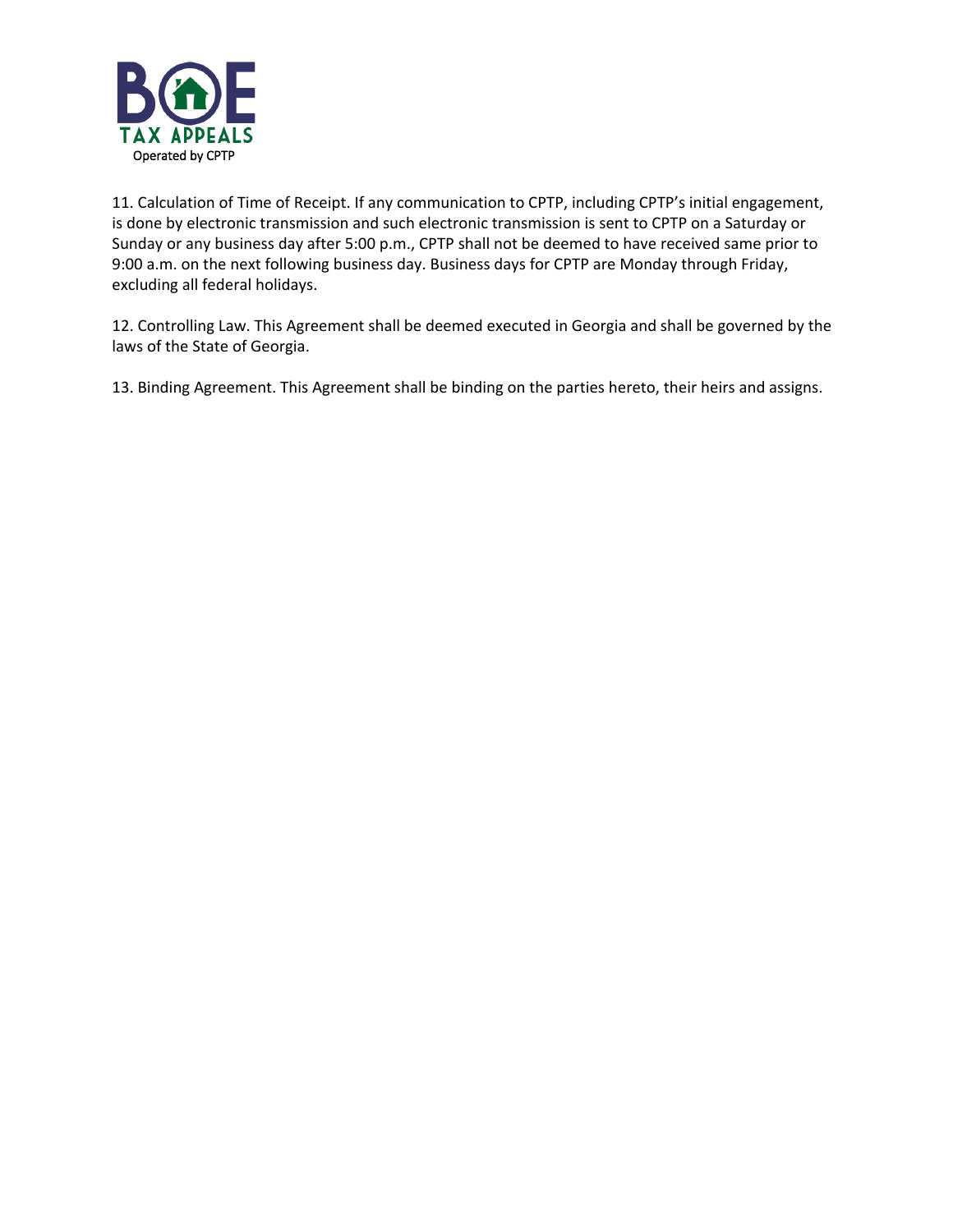11. Calculation of Time of Receipt. If any communication to CPTP, including CPTP's initial engagement, is done by electronic transmission and such electronic transmission is sent to CPTP on a Saturday or Sunday or any business day after 5:00 p.m., CPTP shall not be deemed to have received same prior to 9:00 a.m. on the next following business day. Business days for CPTP are Monday through Friday, excluding all federal holidays.

12. Controlling Law. This Agreement shall be deemed executed in Georgia and shall be governed by the laws of the State of Georgia.

13. Binding Agreement. This Agreement shall be binding on the parties hereto, their heirs and assigns.